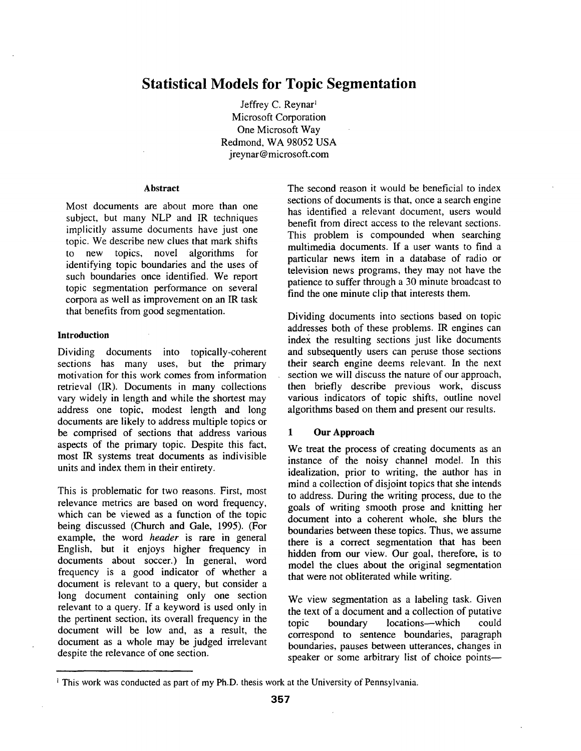# Statistical Models for Topic Segmentation

Jeffrey C. Reynar[1]
Microsoft Corporation
One Microsoft Way
Redmond, WA 98052 USA
jreynar@microsoft.com

### Abstract

Most documents are about more than one subject, but many NLP and IR techniques implicitly assume documents have just one topic. We describe new clues that mark shifts to new topics, novel algorithms for identifying topic boundaries and the uses of such boundaries once identified. We report topic segmentation performance on several corpora as well as improvement on an IR task that benefits from good segmentation.

## Introduction

Dividing documents into topically-coherent sections has many uses, but the primary motivation for this work comes from information retrieval (IR). Documents in many collections vary widely in length and while the shortest may address one topic, modest length and long documents are likely to address multiple topics or be comprised of sections that address various aspects of the primary topic. Despite this fact, most IR systems treat documents as indivisible units and index them in their entirety.

This is problematic for two reasons. First, most relevance metrics are based on word frequency, which can be viewed as a function of the topic being discussed (Church and Gale, 1995). (For example, the word *header* is rare in general English, but it enjoys higher frequency in documents about soccer.) In general, word frequency is a good indicator of whether a document is relevant to a query, but consider a long document containing only one section relevant to a query. If a keyword is used only in the pertinent section, its overall frequency in the document will be low and, as a result, the document as a whole may be judged irrelevant despite the relevance of one section.

The second reason it would be beneficial to index sections of documents is that, once a search engine has identified a relevant document, users would benefit from direct access to the relevant sections. This problem is compounded when searching multimedia documents. If a user wants to find a particular news item in a database of radio or television news programs, they may not have the patience to suffer through a 30 minute broadcast to find the one minute clip that interests them.

Dividing documents into sections based on topic addresses both of these problems. IR engines can index the resulting sections just like documents and subsequently users can peruse those sections their search engine deems relevant. In the next section we will discuss the nature of our approach, then briefly describe previous work, discuss various indicators of topic shifts, outline novel algorithms based on them and present our results.

## 1 Our Approach

We treat the process of creating documents as an instance of the noisy channel model. In this idealization, prior to writing, the author has in mind a collection of disjoint topics that she intends to address. During the writing process, due to the goals of writing smooth prose and knitting her document into a coherent whole, she blurs the boundaries between these topics. Thus, we assume there is a correct segmentation that has been hidden from our view. Our goal, therefore, is to model the clues about the original segmentation that were not obliterated while writing.

We view segmentation as a labeling task. Given the text of a document and a collection of putative topic boundary locations—which could correspond to sentence boundaries, paragraph boundaries, pauses between utterances, changes in speaker or some arbitrary list of choice points—

[1] This work was conducted as part of my Ph.D. thesis work at the University of Pennsylvania.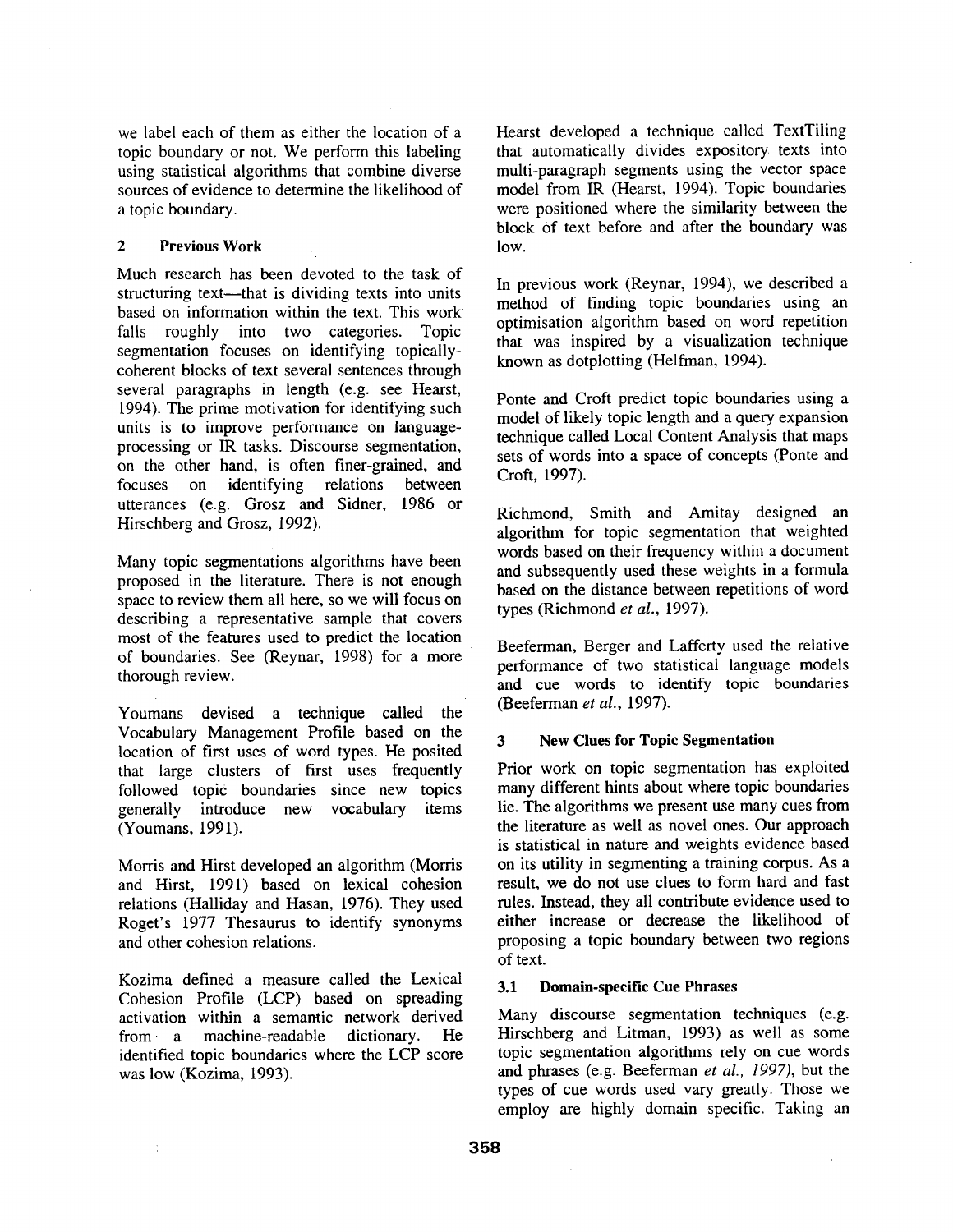we label each of them as either the location of a topic boundary or not. We perform this labeling using statistical algorithms that combine diverse sources of evidence to determine the likelihood of a topic boundary.

## 2 Previous Work

Much research has been devoted to the task of structuring text—that is dividing texts into units based on information within the text. This work falls roughly into two categories. Topic segmentation focuses on identifying topically-coherent blocks of text several sentences through several paragraphs in length (e.g. see Hearst, 1994). The prime motivation for identifying such units is to improve performance on language-processing or IR tasks. Discourse segmentation, on the other hand, is often finer-grained, and focuses on identifying relations between utterances (e.g. Grosz and Sidner, 1986 or Hirschberg and Grosz, 1992).

Many topic segmentations algorithms have been proposed in the literature. There is not enough space to review them all here, so we will focus on describing a representative sample that covers most of the features used to predict the location of boundaries. See (Reynar, 1998) for a more thorough review.

Youmans devised a technique called the Vocabulary Management Profile based on the location of first uses of word types. He posited that large clusters of first uses frequently followed topic boundaries since new topics generally introduce new vocabulary items (Youmans, 1991).

Morris and Hirst developed an algorithm (Morris and Hirst, 1991) based on lexical cohesion relations (Halliday and Hasan, 1976). They used Roget's 1977 Thesaurus to identify synonyms and other cohesion relations.

Kozima defined a measure called the Lexical Cohesion Profile (LCP) based on spreading activation within a semantic network derived from a machine-readable dictionary. He identified topic boundaries where the LCP score was low (Kozima, 1993).

Hearst developed a technique called TextTiling that automatically divides expository texts into multi-paragraph segments using the vector space model from IR (Hearst, 1994). Topic boundaries were positioned where the similarity between the block of text before and after the boundary was low.

In previous work (Reynar, 1994), we described a method of finding topic boundaries using an optimisation algorithm based on word repetition that was inspired by a visualization technique known as dotplotting (Helfman, 1994).

Ponte and Croft predict topic boundaries using a model of likely topic length and a query expansion technique called Local Content Analysis that maps sets of words into a space of concepts (Ponte and Croft, 1997).

Richmond, Smith and Amitay designed an algorithm for topic segmentation that weighted words based on their frequency within a document and subsequently used these weights in a formula based on the distance between repetitions of word types (Richmond *et al.*, 1997).

Beeferman, Berger and Lafferty used the relative performance of two statistical language models and cue words to identify topic boundaries (Beeferman *et al.*, 1997).

## 3 New Clues for Topic Segmentation

Prior work on topic segmentation has exploited many different hints about where topic boundaries lie. The algorithms we present use many cues from the literature as well as novel ones. Our approach is statistical in nature and weights evidence based on its utility in segmenting a training corpus. As a result, we do not use clues to form hard and fast rules. Instead, they all contribute evidence used to either increase or decrease the likelihood of proposing a topic boundary between two regions of text.

### 3.1 Domain-specific Cue Phrases

Many discourse segmentation techniques (e.g. Hirschberg and Litman, 1993) as well as some topic segmentation algorithms rely on cue words and phrases (e.g. Beeferman *et al., 1997*), but the types of cue words used vary greatly. Those we employ are highly domain specific. Taking an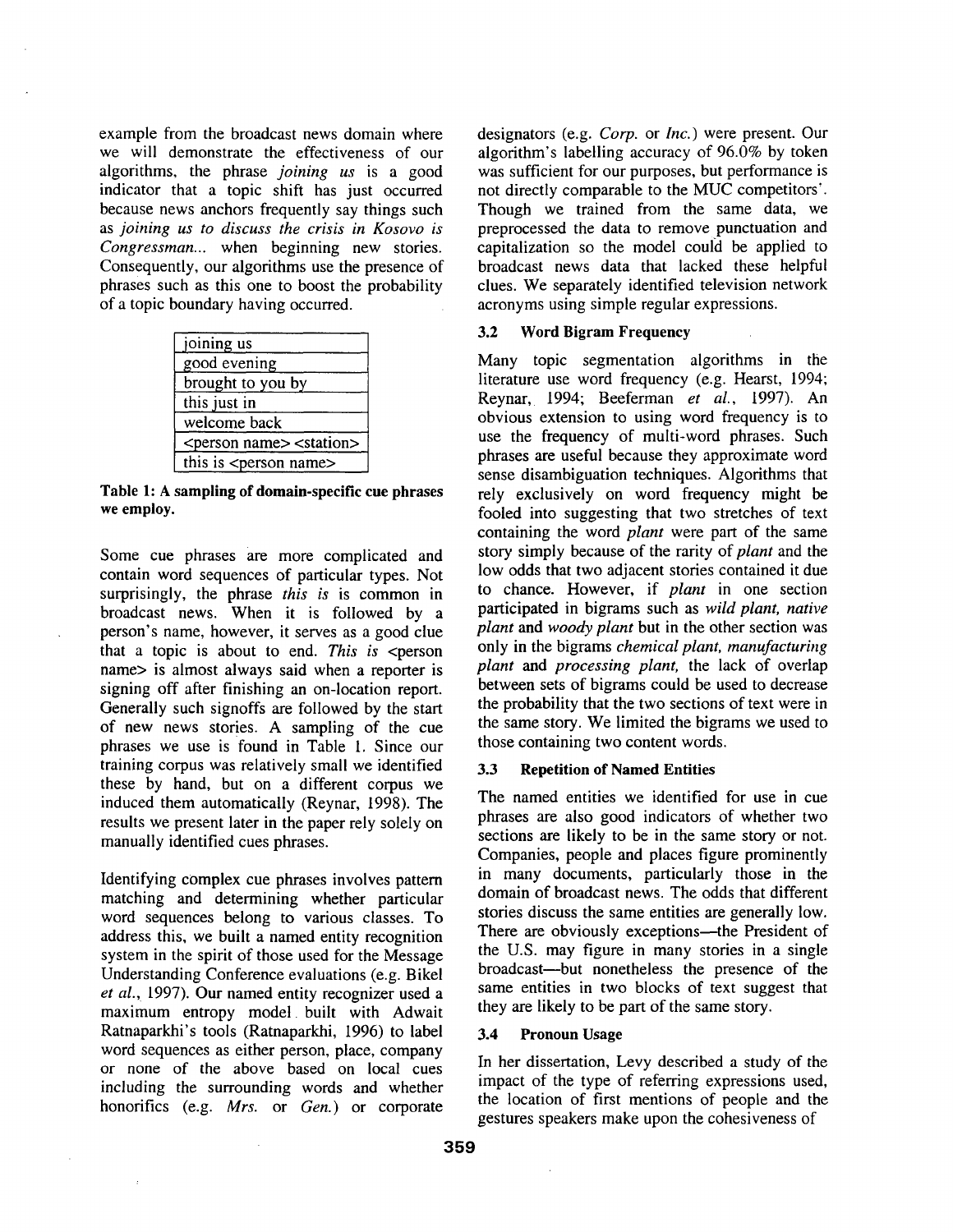example from the broadcast news domain where we will demonstrate the effectiveness of our algorithms, the phrase *joining us* is a good indicator that a topic shift has just occurred because news anchors frequently say things such as *joining us to discuss the crisis in Kosovo is Congressman...* when beginning new stories. Consequently, our algorithms use the presence of phrases such as this one to boost the probability of a topic boundary having occurred.

| |
|---|
| joining us |
| good evening |
| brought to you by |
| this just in |
| welcome back |
| <person name> <station> |
| this is <person name> |

**Table 1: A sampling of domain-specific cue phrases we employ.**

Some cue phrases are more complicated and contain word sequences of particular types. Not surprisingly, the phrase *this is* is common in broadcast news. When it is followed by a person's name, however, it serves as a good clue that a topic is about to end. *This is* <person name> is almost always said when a reporter is signing off after finishing an on-location report. Generally such signoffs are followed by the start of new news stories. A sampling of the cue phrases we use is found in Table 1. Since our training corpus was relatively small we identified these by hand, but on a different corpus we induced them automatically (Reynar, 1998). The results we present later in the paper rely solely on manually identified cues phrases.

Identifying complex cue phrases involves pattern matching and determining whether particular word sequences belong to various classes. To address this, we built a named entity recognition system in the spirit of those used for the Message Understanding Conference evaluations (e.g. Bikel *et al.*, 1997). Our named entity recognizer used a maximum entropy model built with Adwait Ratnaparkhi's tools (Ratnaparkhi, 1996) to label word sequences as either person, place, company or none of the above based on local cues including the surrounding words and whether honorifics (e.g. *Mrs.* or *Gen.*) or corporate designators (e.g. *Corp.* or *Inc.*) were present. Our algorithm's labelling accuracy of 96.0% by token was sufficient for our purposes, but performance is not directly comparable to the MUC competitors'. Though we trained from the same data, we preprocessed the data to remove punctuation and capitalization so the model could be applied to broadcast news data that lacked these helpful clues. We separately identified television network acronyms using simple regular expressions.

### 3.2 Word Bigram Frequency

Many topic segmentation algorithms in the literature use word frequency (e.g. Hearst, 1994; Reynar, 1994; Beeferman *et al.*, 1997). An obvious extension to using word frequency is to use the frequency of multi-word phrases. Such phrases are useful because they approximate word sense disambiguation techniques. Algorithms that rely exclusively on word frequency might be fooled into suggesting that two stretches of text containing the word *plant* were part of the same story simply because of the rarity of *plant* and the low odds that two adjacent stories contained it due to chance. However, if *plant* in one section participated in bigrams such as *wild plant, native plant* and *woody plant* but in the other section was only in the bigrams *chemical plant, manufacturing plant* and *processing plant,* the lack of overlap between sets of bigrams could be used to decrease the probability that the two sections of text were in the same story. We limited the bigrams we used to those containing two content words.

### 3.3 Repetition of Named Entities

The named entities we identified for use in cue phrases are also good indicators of whether two sections are likely to be in the same story or not. Companies, people and places figure prominently in many documents, particularly those in the domain of broadcast news. The odds that different stories discuss the same entities are generally low. There are obviously exceptions—the President of the U.S. may figure in many stories in a single broadcast—but nonetheless the presence of the same entities in two blocks of text suggest that they are likely to be part of the same story.

### 3.4 Pronoun Usage

In her dissertation, Levy described a study of the impact of the type of referring expressions used, the location of first mentions of people and the gestures speakers make upon the cohesiveness of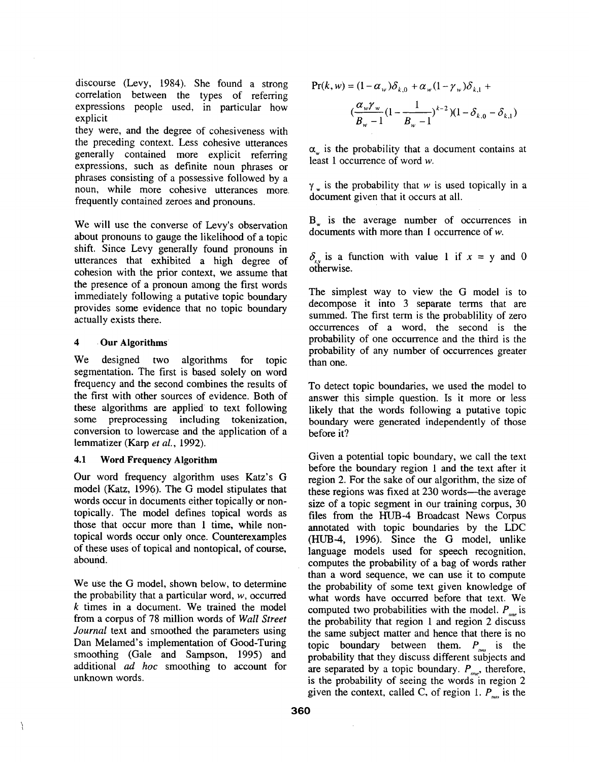discourse (Levy, 1984). She found a strong correlation between the types of referring expressions people used, in particular how explicit they were, and the degree of cohesiveness with the preceding context. Less cohesive utterances generally contained more explicit referring expressions, such as definite noun phrases or phrases consisting of a possessive followed by a noun, while more cohesive utterances more frequently contained zeroes and pronouns.

We will use the converse of Levy's observation about pronouns to gauge the likelihood of a topic shift. Since Levy generally found pronouns in utterances that exhibited a high degree of cohesion with the prior context, we assume that the presence of a pronoun among the first words immediately following a putative topic boundary provides some evidence that no topic boundary actually exists there.

## 4 Our Algorithms

We designed two algorithms for topic segmentation. The first is based solely on word frequency and the second combines the results of the first with other sources of evidence. Both of these algorithms are applied to text following some preprocessing including tokenization, conversion to lowercase and the application of a lemmatizer (Karp *et al.*, 1992).

### 4.1 Word Frequency Algorithm

Our word frequency algorithm uses Katz's G model (Katz, 1996). The G model stipulates that words occur in documents either topically or non-topically. The model defines topical words as those that occur more than 1 time, while non-topical words occur only once. Counterexamples of these uses of topical and nontopical, of course, abound.

We use the G model, shown below, to determine the probability that a particular word, $w$, occurred $k$ times in a document. We trained the model from a corpus of 78 million words of *Wall Street Journal* text and smoothed the parameters using Dan Melamed's implementation of Good-Turing smoothing (Gale and Sampson, 1995) and additional *ad hoc* smoothing to account for unknown words.

$$\Pr(k, w) = (1-\alpha_w)\delta_{k,0} + \alpha_w(1-\gamma_w)\delta_{k,1} + \left(\frac{\alpha_w \gamma_w}{B_w - 1}\left(1 - \frac{1}{B_w - 1}\right)^{k-2}\right)(1 - \delta_{k,0} - \delta_{k,1})$$

$\alpha_w$ is the probability that a document contains at least 1 occurrence of word $w$.

$\gamma_w$ is the probability that $w$ is used topically in a document given that it occurs at all.

$B_w$ is the average number of occurrences in documents with more than 1 occurrence of $w$.

$\delta_{x,y}$ is a function with value 1 if $x = y$ and 0 otherwise.

The simplest way to view the G model is to decompose it into 3 separate terms that are summed. The first term is the probablility of zero occurrences of a word, the second is the probability of one occurrence and the third is the probability of any number of occurrences greater than one.

To detect topic boundaries, we used the model to answer this simple question. Is it more or less likely that the words following a putative topic boundary were generated independently of those before it?

Given a potential topic boundary, we call the text before the boundary region 1 and the text after it region 2. For the sake of our algorithm, the size of these regions was fixed at 230 words—the average size of a topic segment in our training corpus, 30 files from the HUB-4 Broadcast News Corpus annotated with topic boundaries by the LDC (HUB-4, 1996). Since the G model, unlike language models used for speech recognition, computes the probability of a bag of words rather than a word sequence, we can use it to compute the probability of some text given knowledge of what words have occurred before that text. We computed two probabilities with the model. $P_{one}$ is the probability that region 1 and region 2 discuss the same subject matter and hence that there is no topic boundary between them. $P_{two}$ is the probability that they discuss different subjects and are separated by a topic boundary. $P_{one}$, therefore, is the probability of seeing the words in region 2 given the context, called C, of region 1. $P_{two}$ is the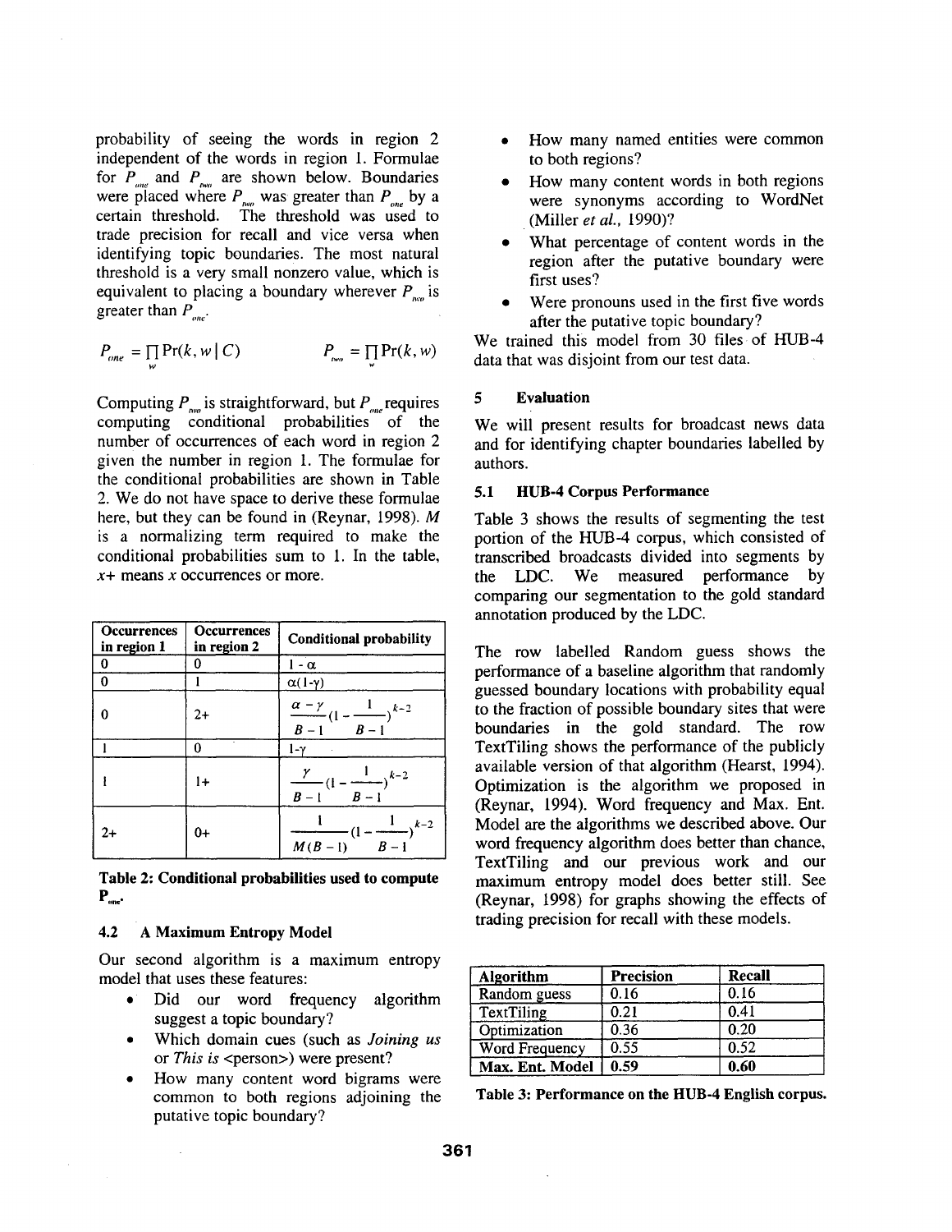probability of seeing the words in region 2 independent of the words in region 1. Formulae for $P_{one}$ and $P_{two}$ are shown below. Boundaries were placed where $P_{two}$ was greater than $P_{one}$ by a certain threshold. The threshold was used to trade precision for recall and vice versa when identifying topic boundaries. The most natural threshold is a very small nonzero value, which is equivalent to placing a boundary wherever $P_{two}$ is greater than $P_{one}$.

$$P_{one} = \prod_{w} \Pr(k, w \mid C) \qquad P_{two} = \prod_{w} \Pr(k, w)$$

Computing $P_{two}$ is straightforward, but $P_{one}$ requires computing conditional probabilities of the number of occurrences of each word in region 2 given the number in region 1. The formulae for the conditional probabilities are shown in Table 2. We do not have space to derive these formulae here, but they can be found in (Reynar, 1998). $M$ is a normalizing term required to make the conditional probabilities sum to 1. In the table, $x$+ means $x$ occurrences or more.

| Occurrences in region 1 | Occurrences in region 2 | Conditional probability |
|---|---|---|
| 0 | 0 | $1 - \alpha$ |
| 0 | 1 | $\alpha(1-\gamma)$ |
| 0 | 2+ | $\frac{\alpha - \gamma}{B-1}(1 - \frac{1}{B-1})^{k-2}$ |
| 1 | 0 | $1-\gamma$ |
| 1 | 1+ | $\frac{\gamma}{B-1}(1 - \frac{1}{B-1})^{k-2}$ |
| 2+ | 0+ | $\frac{1}{M(B-1)}(1 - \frac{1}{B-1})^{k-2}$ |

**Table 2: Conditional probabilities used to compute $P_{one}$.**

### 4.2 A Maximum Entropy Model

Our second algorithm is a maximum entropy model that uses these features:

- Did our word frequency algorithm suggest a topic boundary?
- Which domain cues (such as *Joining us* or *This is* <person>) were present?
- How many content word bigrams were common to both regions adjoining the putative topic boundary?
- How many named entities were common to both regions?
- How many content words in both regions were synonyms according to WordNet (Miller *et al.*, 1990)?
- What percentage of content words in the region after the putative boundary were first uses?
- Were pronouns used in the first five words after the putative topic boundary?

We trained this model from 30 files of HUB-4 data that was disjoint from our test data.

## 5 Evaluation

We will present results for broadcast news data and for identifying chapter boundaries labelled by authors.

### 5.1 HUB-4 Corpus Performance

Table 3 shows the results of segmenting the test portion of the HUB-4 corpus, which consisted of transcribed broadcasts divided into segments by the LDC. We measured performance by comparing our segmentation to the gold standard annotation produced by the LDC.

The row labelled Random guess shows the performance of a baseline algorithm that randomly guessed boundary locations with probability equal to the fraction of possible boundary sites that were boundaries in the gold standard. The row TextTiling shows the performance of the publicly available version of that algorithm (Hearst, 1994). Optimization is the algorithm we proposed in (Reynar, 1994). Word frequency and Max. Ent. Model are the algorithms we described above. Our word frequency algorithm does better than chance, TextTiling and our previous work and our maximum entropy model does better still. See (Reynar, 1998) for graphs showing the effects of trading precision for recall with these models.

| Algorithm | Precision | Recall |
|---|---|---|
| Random guess | 0.16 | 0.16 |
| TextTiling | 0.21 | 0.41 |
| Optimization | 0.36 | 0.20 |
| Word Frequency | 0.55 | 0.52 |
| **Max. Ent. Model** | **0.59** | **0.60** |

**Table 3: Performance on the HUB-4 English corpus.**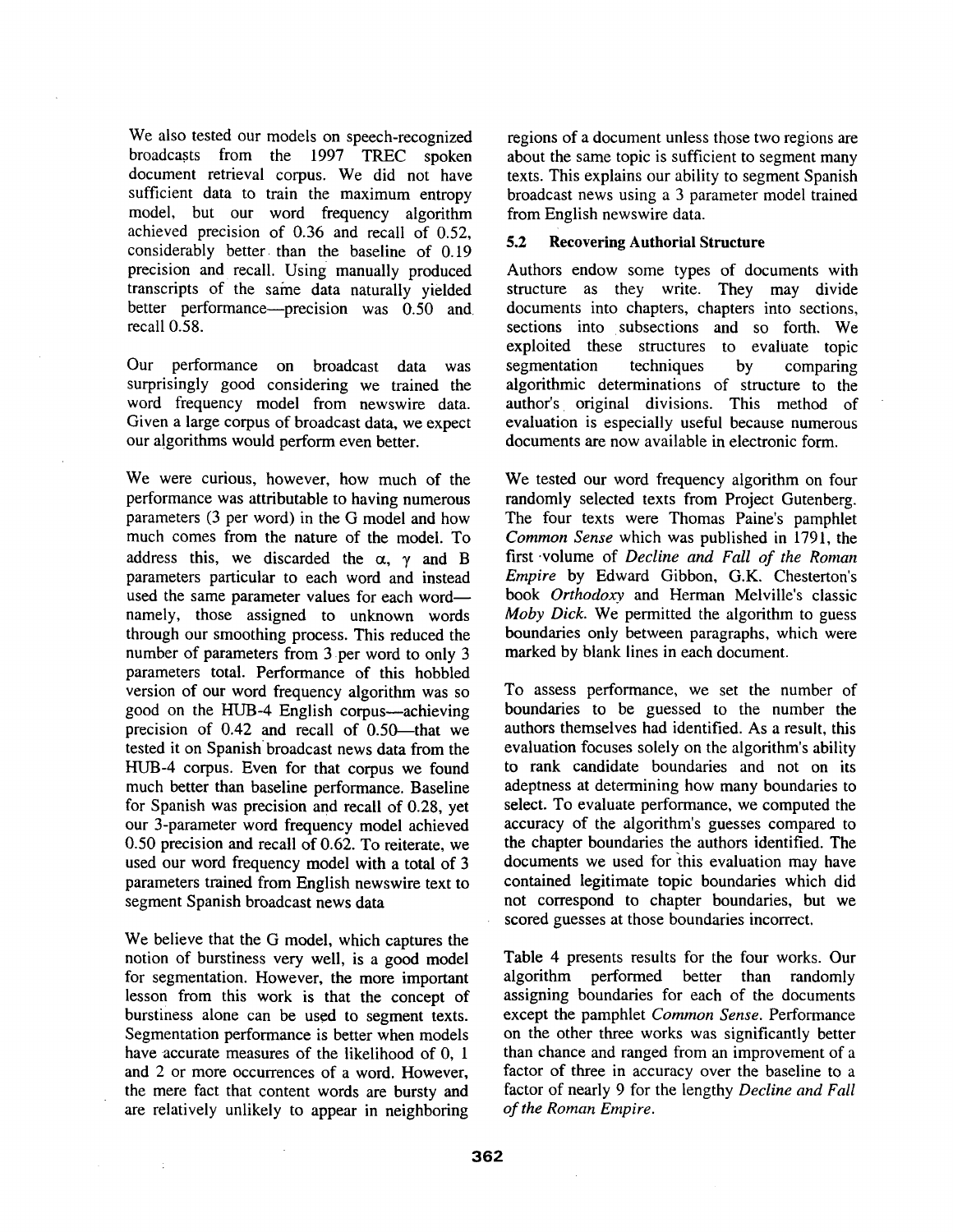We also tested our models on speech-recognized broadcasts from the 1997 TREC spoken document retrieval corpus. We did not have sufficient data to train the maximum entropy model, but our word frequency algorithm achieved precision of 0.36 and recall of 0.52, considerably better than the baseline of 0.19 precision and recall. Using manually produced transcripts of the same data naturally yielded better performance—precision was 0.50 and recall 0.58.

Our performance on broadcast data was surprisingly good considering we trained the word frequency model from newswire data. Given a large corpus of broadcast data, we expect our algorithms would perform even better.

We were curious, however, how much of the performance was attributable to having numerous parameters (3 per word) in the G model and how much comes from the nature of the model. To address this, we discarded the $\alpha$, $\gamma$ and B parameters particular to each word and instead used the same parameter values for each word—namely, those assigned to unknown words through our smoothing process. This reduced the number of parameters from 3 per word to only 3 parameters total. Performance of this hobbled version of our word frequency algorithm was so good on the HUB-4 English corpus—achieving precision of 0.42 and recall of 0.50—that we tested it on Spanish broadcast news data from the HUB-4 corpus. Even for that corpus we found much better than baseline performance. Baseline for Spanish was precision and recall of 0.28, yet our 3-parameter word frequency model achieved 0.50 precision and recall of 0.62. To reiterate, we used our word frequency model with a total of 3 parameters trained from English newswire text to segment Spanish broadcast news data

We believe that the G model, which captures the notion of burstiness very well, is a good model for segmentation. However, the more important lesson from this work is that the concept of burstiness alone can be used to segment texts. Segmentation performance is better when models have accurate measures of the likelihood of 0, 1 and 2 or more occurrences of a word. However, the mere fact that content words are bursty and are relatively unlikely to appear in neighboring regions of a document unless those two regions are about the same topic is sufficient to segment many texts. This explains our ability to segment Spanish broadcast news using a 3 parameter model trained from English newswire data.

### 5.2 Recovering Authorial Structure

Authors endow some types of documents with structure as they write. They may divide documents into chapters, chapters into sections, sections into subsections and so forth. We exploited these structures to evaluate topic segmentation techniques by comparing algorithmic determinations of structure to the author's original divisions. This method of evaluation is especially useful because numerous documents are now available in electronic form.

We tested our word frequency algorithm on four randomly selected texts from Project Gutenberg. The four texts were Thomas Paine's pamphlet *Common Sense* which was published in 1791, the first volume of *Decline and Fall of the Roman Empire* by Edward Gibbon, G.K. Chesterton's book *Orthodoxy* and Herman Melville's classic *Moby Dick*. We permitted the algorithm to guess boundaries only between paragraphs, which were marked by blank lines in each document.

To assess performance, we set the number of boundaries to be guessed to the number the authors themselves had identified. As a result, this evaluation focuses solely on the algorithm's ability to rank candidate boundaries and not on its adeptness at determining how many boundaries to select. To evaluate performance, we computed the accuracy of the algorithm's guesses compared to the chapter boundaries the authors identified. The documents we used for this evaluation may have contained legitimate topic boundaries which did not correspond to chapter boundaries, but we scored guesses at those boundaries incorrect.

Table 4 presents results for the four works. Our algorithm performed better than randomly assigning boundaries for each of the documents except the pamphlet *Common Sense*. Performance on the other three works was significantly better than chance and ranged from an improvement of a factor of three in accuracy over the baseline to a factor of nearly 9 for the lengthy *Decline and Fall of the Roman Empire*.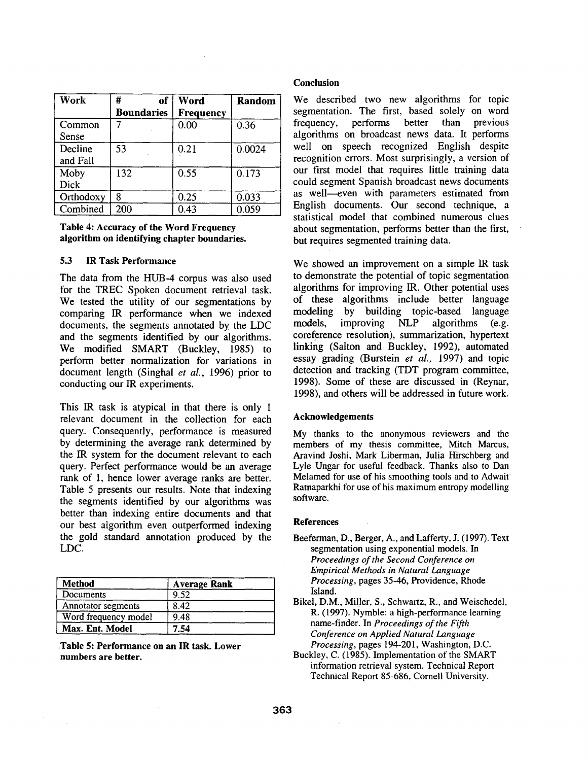| Work | # of Boundaries | Word Frequency | Random |
|---|---|---|---|
| Common Sense | 7 | 0.00 | 0.36 |
| Decline and Fall | 53 | 0.21 | 0.0024 |
| Moby Dick | 132 | 0.55 | 0.173 |
| Orthodoxy | 8 | 0.25 | 0.033 |
| Combined | 200 | 0.43 | 0.059 |

**Table 4: Accuracy of the Word Frequency algorithm on identifying chapter boundaries.**

### 5.3 IR Task Performance

The data from the HUB-4 corpus was also used for the TREC Spoken document retrieval task. We tested the utility of our segmentations by comparing IR performance when we indexed documents, the segments annotated by the LDC and the segments identified by our algorithms. We modified SMART (Buckley, 1985) to perform better normalization for variations in document length (Singhal *et al.*, 1996) prior to conducting our IR experiments.

This IR task is atypical in that there is only 1 relevant document in the collection for each query. Consequently, performance is measured by determining the average rank determined by the IR system for the document relevant to each query. Perfect performance would be an average rank of 1, hence lower average ranks are better. Table 5 presents our results. Note that indexing the segments identified by our algorithms was better than indexing entire documents and that our best algorithm even outperformed indexing the gold standard annotation produced by the LDC.

| Method | Average Rank |
|---|---|
| Documents | 9.52 |
| Annotator segments | 8.42 |
| Word frequency model | 9.48 |
| **Max. Ent. Model** | **7.54** |

**Table 5: Performance on an IR task. Lower numbers are better.**

## Conclusion

We described two new algorithms for topic segmentation. The first, based solely on word frequency, performs better than previous algorithms on broadcast news data. It performs well on speech recognized English despite recognition errors. Most surprisingly, a version of our first model that requires little training data could segment Spanish broadcast news documents as well—even with parameters estimated from English documents. Our second technique, a statistical model that combined numerous clues about segmentation, performs better than the first, but requires segmented training data.

We showed an improvement on a simple IR task to demonstrate the potential of topic segmentation algorithms for improving IR. Other potential uses of these algorithms include better language modeling by building topic-based language models, improving NLP algorithms (e.g. coreference resolution), summarization, hypertext linking (Salton and Buckley, 1992), automated essay grading (Burstein *et al.*, 1997) and topic detection and tracking (TDT program committee, 1998). Some of these are discussed in (Reynar, 1998), and others will be addressed in future work.

## Acknowledgements

My thanks to the anonymous reviewers and the members of my thesis committee, Mitch Marcus, Aravind Joshi, Mark Liberman, Julia Hirschberg and Lyle Ungar for useful feedback. Thanks also to Dan Melamed for use of his smoothing tools and to Adwait Ratnaparkhi for use of his maximum entropy modelling software.

## References

Beeferman, D., Berger, A., and Lafferty, J. (1997). Text segmentation using exponential models. In *Proceedings of the Second Conference on Empirical Methods in Natural Language Processing*, pages 35-46, Providence, Rhode Island.

Bikel, D.M., Miller, S., Schwartz, R., and Weischedel, R. (1997). Nymble: a high-performance learning name-finder. In *Proceedings of the Fifth Conference on Applied Natural Language Processing*, pages 194-201, Washington, D.C.

Buckley, C. (1985). Implementation of the SMART information retrieval system. Technical Report Technical Report 85-686, Cornell University.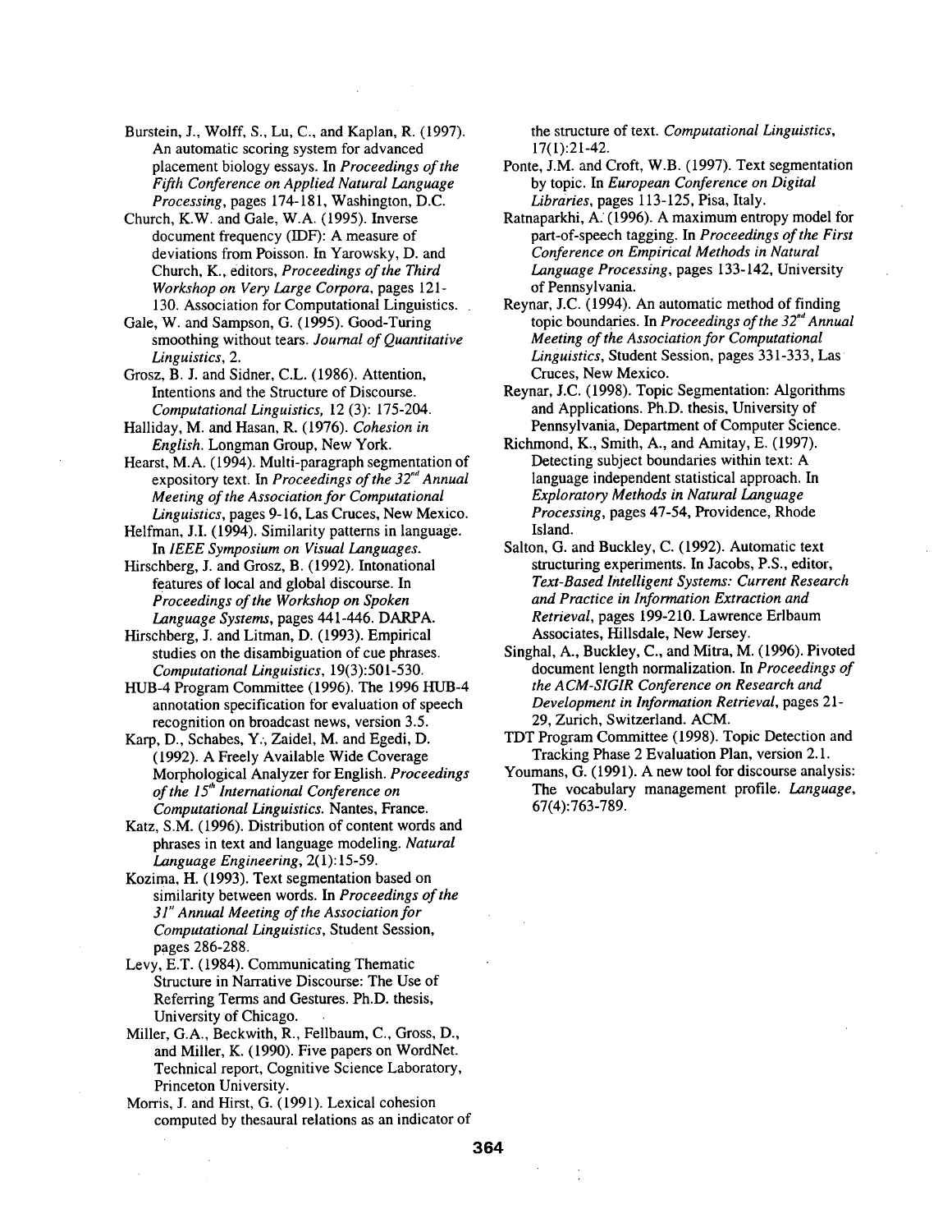Burstein, J., Wolff, S., Lu, C., and Kaplan, R. (1997). An automatic scoring system for advanced placement biology essays. In *Proceedings of the Fifth Conference on Applied Natural Language Processing*, pages 174-181, Washington, D.C.

Church, K.W. and Gale, W.A. (1995). Inverse document frequency (IDF): A measure of deviations from Poisson. In Yarowsky, D. and Church, K., editors, *Proceedings of the Third Workshop on Very Large Corpora*, pages 121-130. Association for Computational Linguistics.

Gale, W. and Sampson, G. (1995). Good-Turing smoothing without tears. *Journal of Quantitative Linguistics*, 2.

Grosz, B. J. and Sidner, C.L. (1986). Attention, Intentions and the Structure of Discourse. *Computational Linguistics,* 12 (3): 175-204.

Halliday, M. and Hasan, R. (1976). *Cohesion in English*. Longman Group, New York.

Hearst, M.A. (1994). Multi-paragraph segmentation of expository text. In *Proceedings of the 32nd Annual Meeting of the Association for Computational Linguistics*, pages 9-16, Las Cruces, New Mexico.

Helfman, J.I. (1994). Similarity patterns in language. In *IEEE Symposium on Visual Languages*.

Hirschberg, J. and Grosz, B. (1992). Intonational features of local and global discourse. In *Proceedings of the Workshop on Spoken Language Systems*, pages 441-446. DARPA.

Hirschberg, J. and Litman, D. (1993). Empirical studies on the disambiguation of cue phrases. *Computational Linguistics*, 19(3):501-530.

HUB-4 Program Committee (1996). The 1996 HUB-4 annotation specification for evaluation of speech recognition on broadcast news, version 3.5.

Karp, D., Schabes, Y., Zaidel, M. and Egedi, D. (1992). A Freely Available Wide Coverage Morphological Analyzer for English. *Proceedings of the 15th International Conference on Computational Linguistics.* Nantes, France.

Katz, S.M. (1996). Distribution of content words and phrases in text and language modeling. *Natural Language Engineering*, 2(1):15-59.

Kozima, H. (1993). Text segmentation based on similarity between words. In *Proceedings of the 31st Annual Meeting of the Association for Computational Linguistics*, Student Session, pages 286-288.

Levy, E.T. (1984). Communicating Thematic Structure in Narrative Discourse: The Use of Referring Terms and Gestures. Ph.D. thesis, University of Chicago.

Miller, G.A., Beckwith, R., Fellbaum, C., Gross, D., and Miller, K. (1990). Five papers on WordNet. Technical report, Cognitive Science Laboratory, Princeton University.

Morris, J. and Hirst, G. (1991). Lexical cohesion computed by thesaural relations as an indicator of the structure of text. *Computational Linguistics*, 17(1):21-42.

Ponte, J.M. and Croft, W.B. (1997). Text segmentation by topic. In *European Conference on Digital Libraries*, pages 113-125, Pisa, Italy.

Ratnaparkhi, A. (1996). A maximum entropy model for part-of-speech tagging. In *Proceedings of the First Conference on Empirical Methods in Natural Language Processing*, pages 133-142, University of Pennsylvania.

Reynar, J.C. (1994). An automatic method of finding topic boundaries. In *Proceedings of the 32nd Annual Meeting of the Association for Computational Linguistics*, Student Session, pages 331-333, Las Cruces, New Mexico.

Reynar, J.C. (1998). Topic Segmentation: Algorithms and Applications. Ph.D. thesis, University of Pennsylvania, Department of Computer Science.

Richmond, K., Smith, A., and Amitay, E. (1997). Detecting subject boundaries within text: A language independent statistical approach. In *Exploratory Methods in Natural Language Processing*, pages 47-54, Providence, Rhode Island.

Salton, G. and Buckley, C. (1992). Automatic text structuring experiments. In Jacobs, P.S., editor, *Text-Based Intelligent Systems: Current Research and Practice in Information Extraction and Retrieval*, pages 199-210. Lawrence Erlbaum Associates, Hillsdale, New Jersey.

Singhal, A., Buckley, C., and Mitra, M. (1996). Pivoted document length normalization. In *Proceedings of the ACM-SIGIR Conference on Research and Development in Information Retrieval*, pages 21-29, Zurich, Switzerland. ACM.

TDT Program Committee (1998). Topic Detection and Tracking Phase 2 Evaluation Plan, version 2.1.

Youmans, G. (1991). A new tool for discourse analysis: The vocabulary management profile. *Language*, 67(4):763-789.